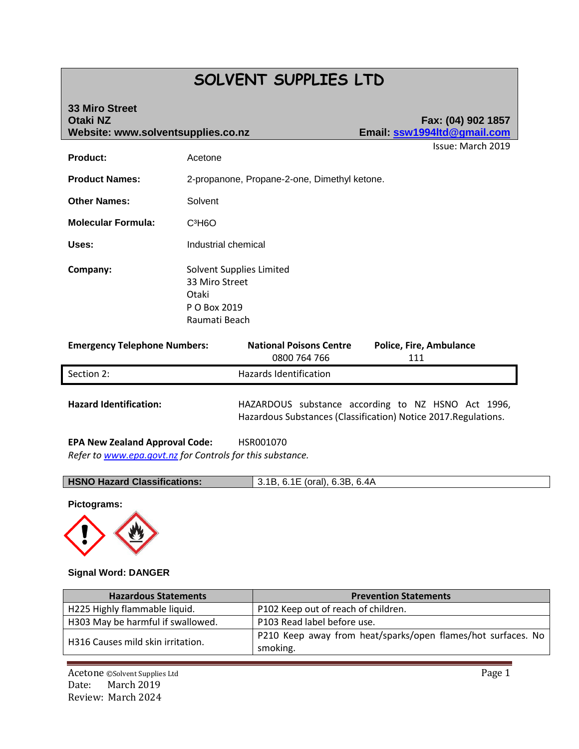# SOLVENT SUPPLIES LTD

**33 Miro Street**
**Otaki NZ**
**Website: www.solventsupplies.co.nz**

**Fax: (04) 902 1857**
**Email: ssw1994ltd@gmail.com**

Issue: March 2019

**Product:** Acetone

**Product Names:** 2-propanone, Propane-2-one, Dimethyl ketone.

**Other Names:** Solvent

**Molecular Formula:** $C^3H6O$

**Uses:** Industrial chemical

**Company:** Solvent Supplies Limited
33 Miro Street
Otaki
P O Box 2019
Raumati Beach

| Emergency Telephone Numbers: | National Poisons Centre | Police, Fire, Ambulance |
|---|---|---|
| | 0800 764 766 | 111 |

## Section 2: Hazards Identification

**Hazard Identification:** HAZARDOUS substance according to NZ HSNO Act 1996, Hazardous Substances (Classification) Notice 2017.Regulations.

**EPA New Zealand Approval Code:** HSR001070
*Refer to www.epa.govt.nz for Controls for this substance.*

| HSNO Hazard Classifications: | 3.1B, 6.1E (oral), 6.3B, 6.4A |
|---|---|

**Pictograms:**

**Signal Word: DANGER**

| Hazardous Statements | Prevention Statements |
|---|---|
| H225 Highly flammable liquid. | P102 Keep out of reach of children. |
| H303 May be harmful if swallowed. | P103 Read label before use. |
| H316 Causes mild skin irritation. | P210 Keep away from heat/sparks/open flames/hot surfaces. No smoking. |

Acetone ©Solvent Supplies Ltd
Date: March 2019
Review: March 2024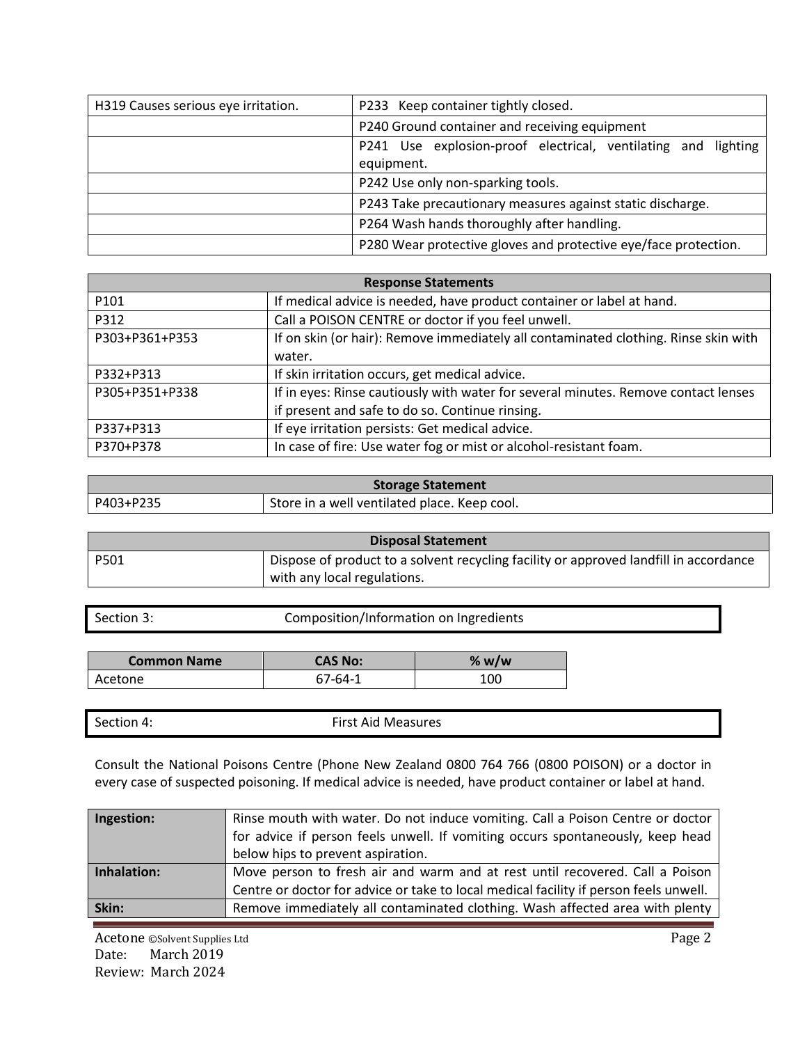| H319 Causes serious eye irritation. | P233 Keep container tightly closed. |
|---|---|
| | P240 Ground container and receiving equipment |
| | P241 Use explosion-proof electrical, ventilating and lighting equipment. |
| | P242 Use only non-sparking tools. |
| | P243 Take precautionary measures against static discharge. |
| | P264 Wash hands thoroughly after handling. |
| | P280 Wear protective gloves and protective eye/face protection. |

| Response Statements | |
|---|---|
| P101 | If medical advice is needed, have product container or label at hand. |
| P312 | Call a POISON CENTRE or doctor if you feel unwell. |
| P303+P361+P353 | If on skin (or hair): Remove immediately all contaminated clothing. Rinse skin with water. |
| P332+P313 | If skin irritation occurs, get medical advice. |
| P305+P351+P338 | If in eyes: Rinse cautiously with water for several minutes. Remove contact lenses if present and safe to do so. Continue rinsing. |
| P337+P313 | If eye irritation persists: Get medical advice. |
| P370+P378 | In case of fire: Use water fog or mist or alcohol-resistant foam. |

| Storage Statement | |
|---|---|
| P403+P235 | Store in a well ventilated place. Keep cool. |

| Disposal Statement | |
|---|---|
| P501 | Dispose of product to a solvent recycling facility or approved landfill in accordance with any local regulations. |

## Section 3: Composition/Information on Ingredients

| Common Name | CAS No: | % w/w |
|---|---|---|
| Acetone | 67-64-1 | 100 |

## Section 4: First Aid Measures

Consult the National Poisons Centre (Phone New Zealand 0800 764 766 (0800 POISON) or a doctor in every case of suspected poisoning. If medical advice is needed, have product container or label at hand.

| | |
|---|---|
| **Ingestion:** | Rinse mouth with water. Do not induce vomiting. Call a Poison Centre or doctor for advice if person feels unwell. If vomiting occurs spontaneously, keep head below hips to prevent aspiration. |
| **Inhalation:** | Move person to fresh air and warm and at rest until recovered. Call a Poison Centre or doctor for advice or take to local medical facility if person feels unwell. |
| **Skin:** | Remove immediately all contaminated clothing. Wash affected area with plenty |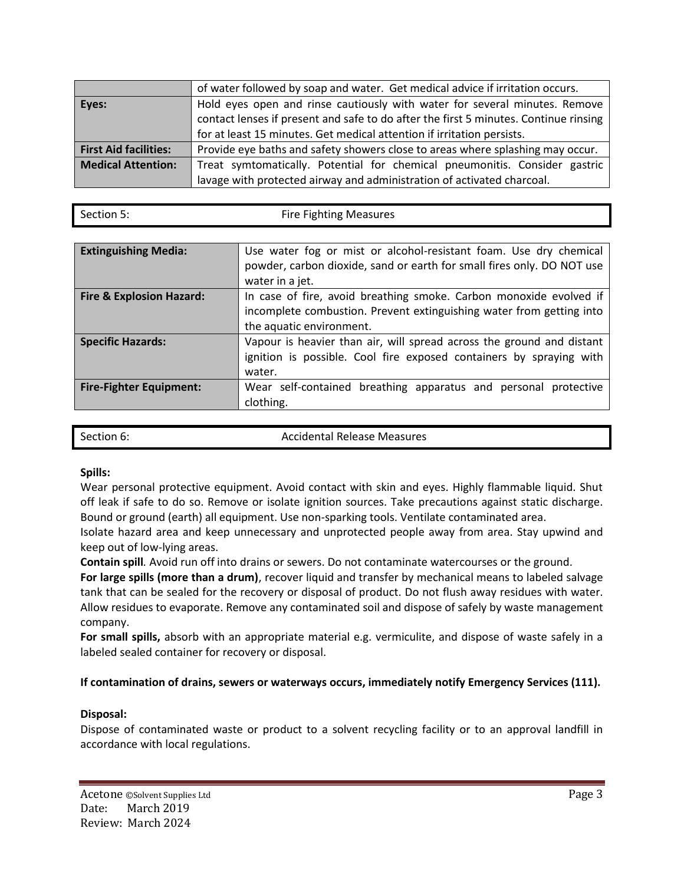| | |
|---|---|
| | of water followed by soap and water. Get medical advice if irritation occurs. |
| **Eyes:** | Hold eyes open and rinse cautiously with water for several minutes. Remove contact lenses if present and safe to do after the first 5 minutes. Continue rinsing for at least 15 minutes. Get medical attention if irritation persists. |
| **First Aid facilities:** | Provide eye baths and safety showers close to areas where splashing may occur. |
| **Medical Attention:** | Treat symtomatically. Potential for chemical pneumonitis. Consider gastric lavage with protected airway and administration of activated charcoal. |

## Section 5: Fire Fighting Measures

| | |
|---|---|
| **Extinguishing Media:** | Use water fog or mist or alcohol-resistant foam. Use dry chemical powder, carbon dioxide, sand or earth for small fires only. DO NOT use water in a jet. |
| **Fire & Explosion Hazard:** | In case of fire, avoid breathing smoke. Carbon monoxide evolved if incomplete combustion. Prevent extinguishing water from getting into the aquatic environment. |
| **Specific Hazards:** | Vapour is heavier than air, will spread across the ground and distant ignition is possible. Cool fire exposed containers by spraying with water. |
| **Fire-Fighter Equipment:** | Wear self-contained breathing apparatus and personal protective clothing. |

## Section 6: Accidental Release Measures

**Spills:**

Wear personal protective equipment. Avoid contact with skin and eyes. Highly flammable liquid. Shut off leak if safe to do so. Remove or isolate ignition sources. Take precautions against static discharge. Bound or ground (earth) all equipment. Use non-sparking tools. Ventilate contaminated area.

Isolate hazard area and keep unnecessary and unprotected people away from area. Stay upwind and keep out of low-lying areas.

**Contain spill**. Avoid run off into drains or sewers. Do not contaminate watercourses or the ground.

**For large spills (more than a drum)**, recover liquid and transfer by mechanical means to labeled salvage tank that can be sealed for the recovery or disposal of product. Do not flush away residues with water. Allow residues to evaporate. Remove any contaminated soil and dispose of safely by waste management company.

**For small spills,** absorb with an appropriate material e.g. vermiculite, and dispose of waste safely in a labeled sealed container for recovery or disposal.

**If contamination of drains, sewers or waterways occurs, immediately notify Emergency Services (111).**

**Disposal:**

Dispose of contaminated waste or product to a solvent recycling facility or to an approval landfill in accordance with local regulations.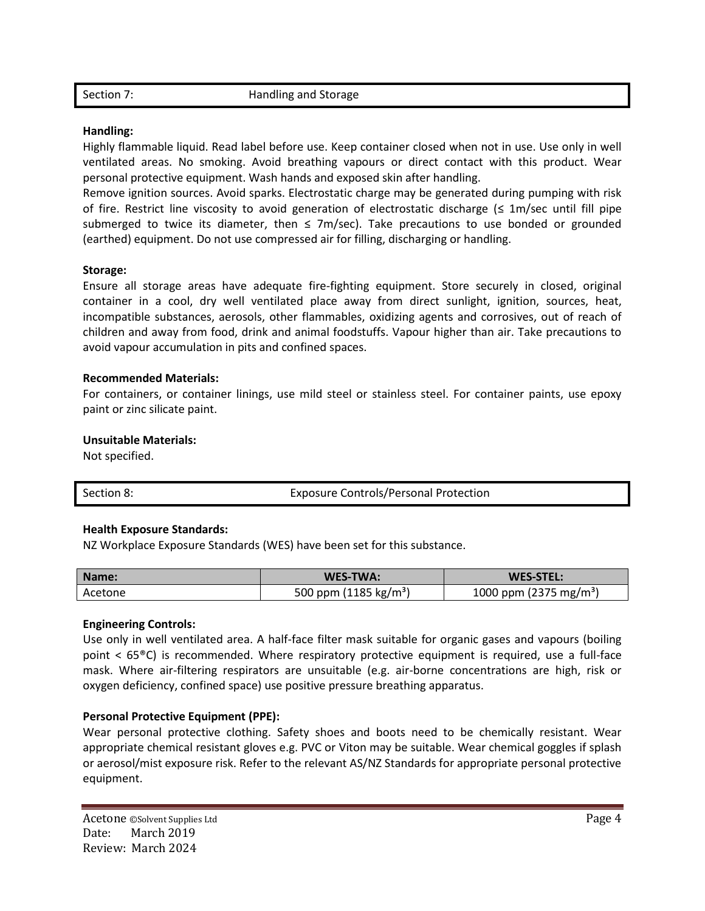## Section 7: Handling and Storage

**Handling:**
Highly flammable liquid. Read label before use. Keep container closed when not in use. Use only in well ventilated areas. No smoking. Avoid breathing vapours or direct contact with this product. Wear personal protective equipment. Wash hands and exposed skin after handling.
Remove ignition sources. Avoid sparks. Electrostatic charge may be generated during pumping with risk of fire. Restrict line viscosity to avoid generation of electrostatic discharge (≤ 1m/sec until fill pipe submerged to twice its diameter, then ≤ 7m/sec). Take precautions to use bonded or grounded (earthed) equipment. Do not use compressed air for filling, discharging or handling.

**Storage:**
Ensure all storage areas have adequate fire-fighting equipment. Store securely in closed, original container in a cool, dry well ventilated place away from direct sunlight, ignition, sources, heat, incompatible substances, aerosols, other flammables, oxidizing agents and corrosives, out of reach of children and away from food, drink and animal foodstuffs. Vapour higher than air. Take precautions to avoid vapour accumulation in pits and confined spaces.

**Recommended Materials:**
For containers, or container linings, use mild steel or stainless steel. For container paints, use epoxy paint or zinc silicate paint.

**Unsuitable Materials:**
Not specified.

## Section 8: Exposure Controls/Personal Protection

**Health Exposure Standards:**
NZ Workplace Exposure Standards (WES) have been set for this substance.

| Name: | WES-TWA: | WES-STEL: |
|---|---|---|
| Acetone | 500 ppm (1185 kg/m³) | 1000 ppm (2375 mg/m³) |

**Engineering Controls:**
Use only in well ventilated area. A half-face filter mask suitable for organic gases and vapours (boiling point < 65°C) is recommended. Where respiratory protective equipment is required, use a full-face mask. Where air-filtering respirators are unsuitable (e.g. air-borne concentrations are high, risk or oxygen deficiency, confined space) use positive pressure breathing apparatus.

**Personal Protective Equipment (PPE):**
Wear personal protective clothing. Safety shoes and boots need to be chemically resistant. Wear appropriate chemical resistant gloves e.g. PVC or Viton may be suitable. Wear chemical goggles if splash or aerosol/mist exposure risk. Refer to the relevant AS/NZ Standards for appropriate personal protective equipment.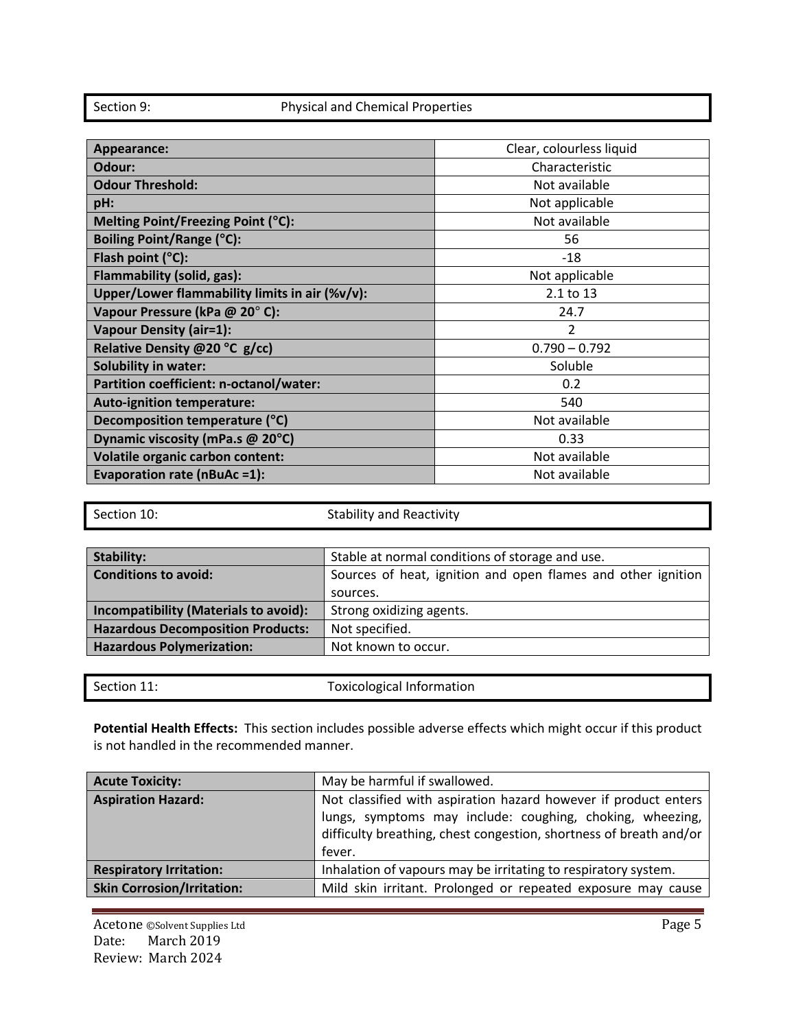## Section 9: Physical and Chemical Properties

| Property | Value |
|---|---|
| **Appearance:** | Clear, colourless liquid |
| **Odour:** | Characteristic |
| **Odour Threshold:** | Not available |
| **pH:** | Not applicable |
| **Melting Point/Freezing Point (°C):** | Not available |
| **Boiling Point/Range (°C):** | 56 |
| **Flash point (°C):** | -18 |
| **Flammability (solid, gas):** | Not applicable |
| **Upper/Lower flammability limits in air (%v/v):** | 2.1 to 13 |
| **Vapour Pressure (kPa @ 20° C):** | 24.7 |
| **Vapour Density (air=1):** | 2 |
| **Relative Density @20 °C g/cc)** | 0.790 – 0.792 |
| **Solubility in water:** | Soluble |
| **Partition coefficient: n-octanol/water:** | 0.2 |
| **Auto-ignition temperature:** | 540 |
| **Decomposition temperature (°C)** | Not available |
| **Dynamic viscosity (mPa.s @ 20°C)** | 0.33 |
| **Volatile organic carbon content:** | Not available |
| **Evaporation rate (nBuAc =1):** | Not available |

## Section 10: Stability and Reactivity

| Item | Details |
|---|---|
| **Stability:** | Stable at normal conditions of storage and use. |
| **Conditions to avoid:** | Sources of heat, ignition and open flames and other ignition sources. |
| **Incompatibility (Materials to avoid):** | Strong oxidizing agents. |
| **Hazardous Decomposition Products:** | Not specified. |
| **Hazardous Polymerization:** | Not known to occur. |

## Section 11: Toxicological Information

**Potential Health Effects:** This section includes possible adverse effects which might occur if this product is not handled in the recommended manner.

| Hazard | Details |
|---|---|
| **Acute Toxicity:** | May be harmful if swallowed. |
| **Aspiration Hazard:** | Not classified with aspiration hazard however if product enters lungs, symptoms may include: coughing, choking, wheezing, difficulty breathing, chest congestion, shortness of breath and/or fever. |
| **Respiratory Irritation:** | Inhalation of vapours may be irritating to respiratory system. |
| **Skin Corrosion/Irritation:** | Mild skin irritant. Prolonged or repeated exposure may cause |

Acetone ©Solvent Supplies Ltd
Date: March 2019
Review: March 2024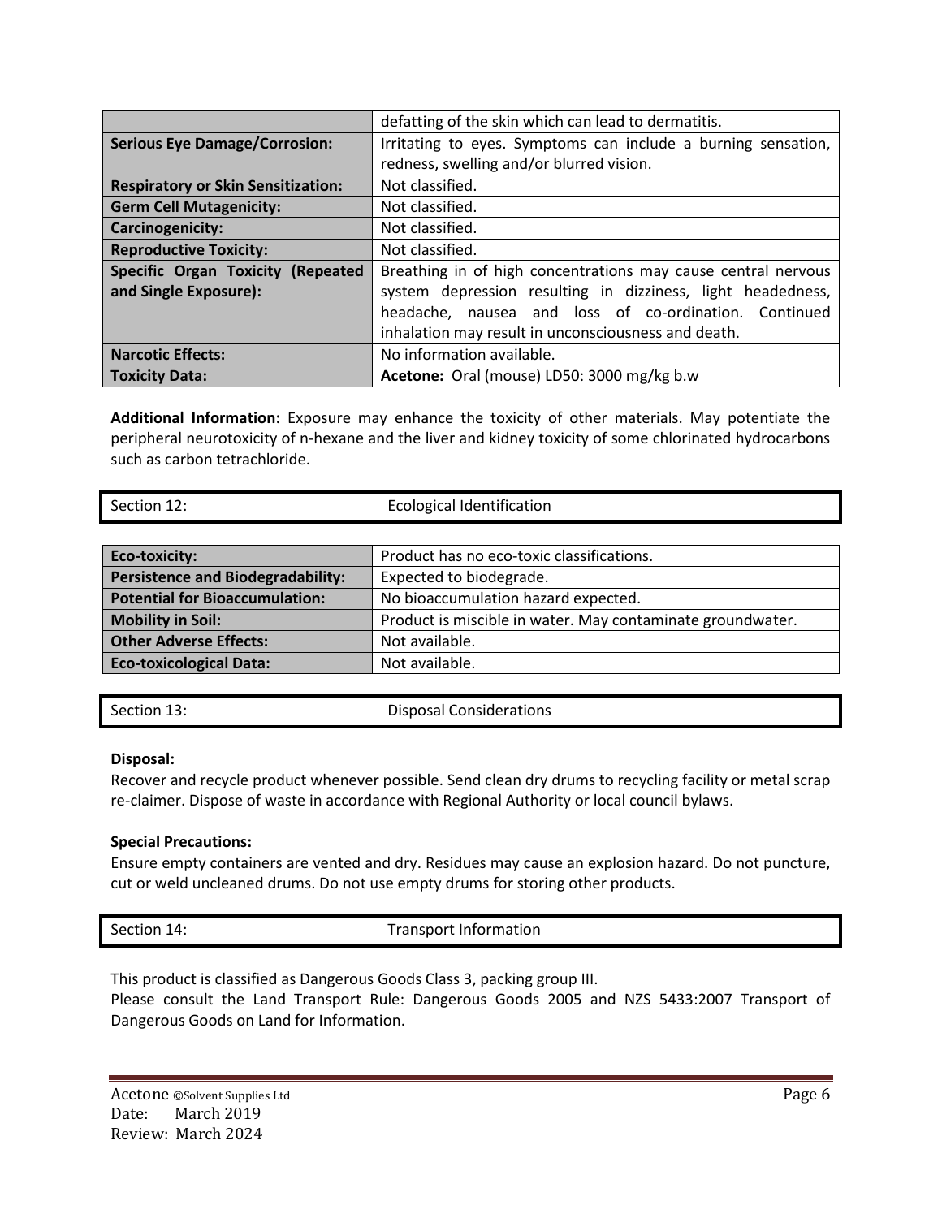|  | defatting of the skin which can lead to dermatitis. |
| --- | --- |
| **Serious Eye Damage/Corrosion:** | Irritating to eyes. Symptoms can include a burning sensation, redness, swelling and/or blurred vision. |
| **Respiratory or Skin Sensitization:** | Not classified. |
| **Germ Cell Mutagenicity:** | Not classified. |
| **Carcinogenicity:** | Not classified. |
| **Reproductive Toxicity:** | Not classified. |
| **Specific Organ Toxicity (Repeated and Single Exposure):** | Breathing in of high concentrations may cause central nervous system depression resulting in dizziness, light headedness, headache, nausea and loss of co-ordination. Continued inhalation may result in unconsciousness and death. |
| **Narcotic Effects:** | No information available. |
| **Toxicity Data:** | **Acetone:** Oral (mouse) LD50: 3000 mg/kg b.w |

**Additional Information:** Exposure may enhance the toxicity of other materials. May potentiate the peripheral neurotoxicity of n-hexane and the liver and kidney toxicity of some chlorinated hydrocarbons such as carbon tetrachloride.

## Section 12: Ecological Identification

| **Eco-toxicity:** | Product has no eco-toxic classifications. |
| --- | --- |
| **Persistence and Biodegradability:** | Expected to biodegrade. |
| **Potential for Bioaccumulation:** | No bioaccumulation hazard expected. |
| **Mobility in Soil:** | Product is miscible in water. May contaminate groundwater. |
| **Other Adverse Effects:** | Not available. |
| **Eco-toxicological Data:** | Not available. |

## Section 13: Disposal Considerations

**Disposal:**

Recover and recycle product whenever possible. Send clean dry drums to recycling facility or metal scrap re-claimer. Dispose of waste in accordance with Regional Authority or local council bylaws.

**Special Precautions:**

Ensure empty containers are vented and dry. Residues may cause an explosion hazard. Do not puncture, cut or weld uncleaned drums. Do not use empty drums for storing other products.

## Section 14: Transport Information

This product is classified as Dangerous Goods Class 3, packing group III.

Please consult the Land Transport Rule: Dangerous Goods 2005 and NZS 5433:2007 Transport of Dangerous Goods on Land for Information.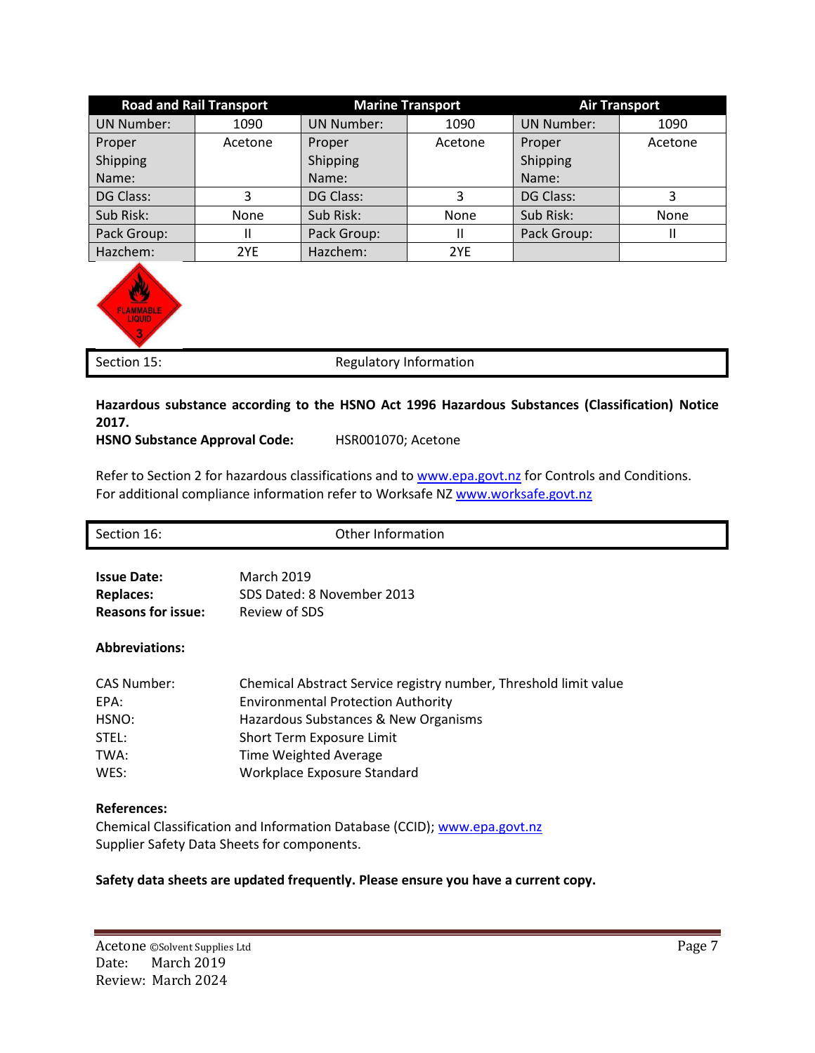| Road and Rail Transport | | Marine Transport | | Air Transport | |
|---|---|---|---|---|---|
| UN Number: | 1090 | UN Number: | 1090 | UN Number: | 1090 |
| Proper Shipping Name: | Acetone | Proper Shipping Name: | Acetone | Proper Shipping Name: | Acetone |
| DG Class: | 3 | DG Class: | 3 | DG Class: | 3 |
| Sub Risk: | None | Sub Risk: | None | Sub Risk: | None |
| Pack Group: | II | Pack Group: | II | Pack Group: | II |
| Hazchem: | 2YE | Hazchem: | 2YE | | |

FLAMMABLE LIQUID 3

## Section 15: Regulatory Information

**Hazardous substance according to the HSNO Act 1996 Hazardous Substances (Classification) Notice 2017.**

**HSNO Substance Approval Code:** HSR001070; Acetone

Refer to Section 2 for hazardous classifications and to www.epa.govt.nz for Controls and Conditions.
For additional compliance information refer to Worksafe NZ www.worksafe.govt.nz

## Section 16: Other Information

**Issue Date:** March 2019
**Replaces:** SDS Dated: 8 November 2013
**Reasons for issue:** Review of SDS

**Abbreviations:**

| | |
|---|---|
| CAS Number: | Chemical Abstract Service registry number, Threshold limit value |
| EPA: | Environmental Protection Authority |
| HSNO: | Hazardous Substances & New Organisms |
| STEL: | Short Term Exposure Limit |
| TWA: | Time Weighted Average |
| WES: | Workplace Exposure Standard |

**References:**
Chemical Classification and Information Database (CCID); www.epa.govt.nz
Supplier Safety Data Sheets for components.

**Safety data sheets are updated frequently. Please ensure you have a current copy.**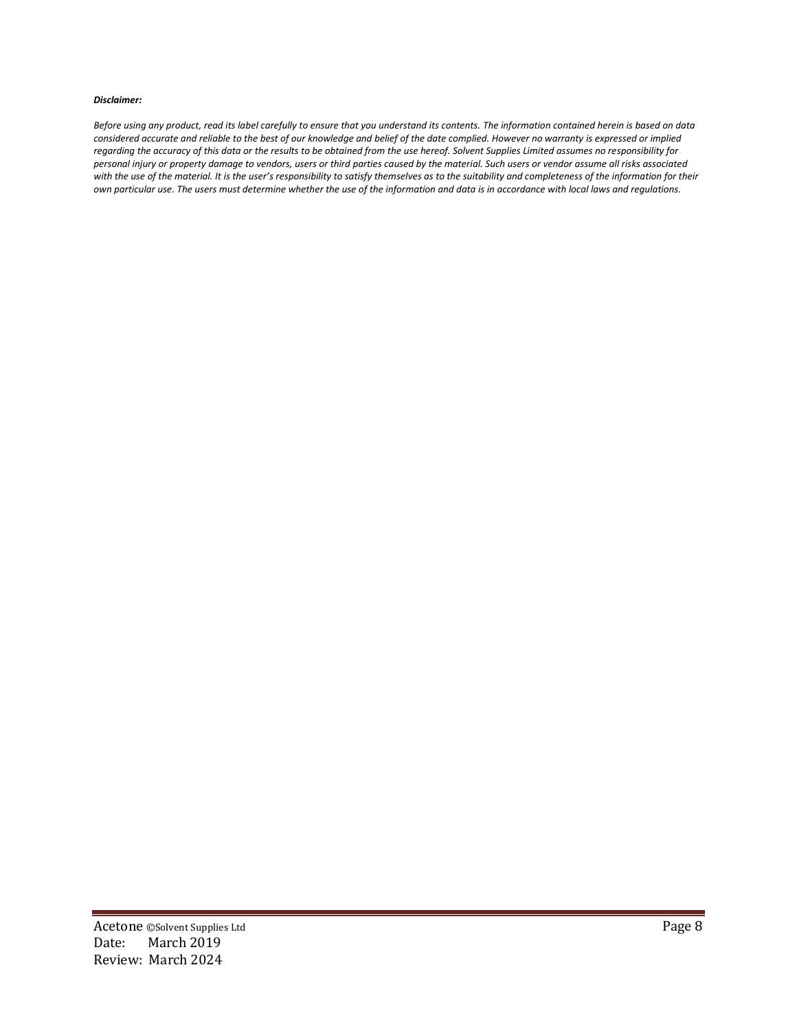***Disclaimer:***

*Before using any product, read its label carefully to ensure that you understand its contents. The information contained herein is based on data considered accurate and reliable to the best of our knowledge and belief of the date complied. However no warranty is expressed or implied regarding the accuracy of this data or the results to be obtained from the use hereof. Solvent Supplies Limited assumes no responsibility for personal injury or property damage to vendors, users or third parties caused by the material. Such users or vendor assume all risks associated with the use of the material. It is the user's responsibility to satisfy themselves as to the suitability and completeness of the information for their own particular use. The users must determine whether the use of the information and data is in accordance with local laws and regulations.*